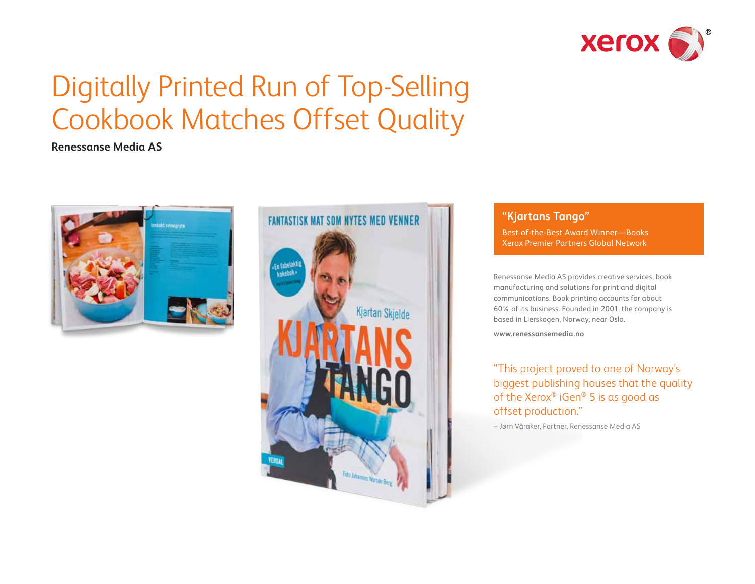# Digitally Printed Run of Top-Selling Cookbook Matches Offset Quality

**Renessanse Media AS**

**"Kjartans Tango"**

Best-of-the-Best Award Winner—Books
Xerox Premier Partners Global Network

Renessanse Media AS provides creative services, book manufacturing and solutions for print and digital communications. Book printing accounts for about 60% of its business. Founded in 2001, the company is based in Lierskogen, Norway, near Oslo.

**www.renessansemedia.no**

"This project proved to one of Norway's biggest publishing houses that the quality of the Xerox® iGen® 5 is as good as offset production."

– Jørn Våraker, Partner, Renessanse Media AS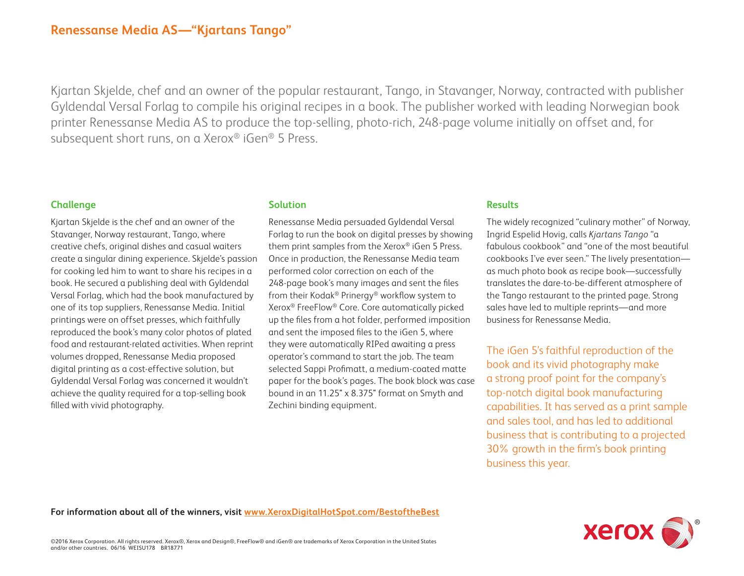## Renessanse Media AS—“Kjartans Tango”

Kjartan Skjelde, chef and an owner of the popular restaurant, Tango, in Stavanger, Norway, contracted with publisher Gyldendal Versal Forlag to compile his original recipes in a book. The publisher worked with leading Norwegian book printer Renessanse Media AS to produce the top-selling, photo-rich, 248-page volume initially on offset and, for subsequent short runs, on a Xerox® iGen® 5 Press.

### Challenge

Kjartan Skjelde is the chef and an owner of the Stavanger, Norway restaurant, Tango, where creative chefs, original dishes and casual waiters create a singular dining experience. Skjelde's passion for cooking led him to want to share his recipes in a book. He secured a publishing deal with Gyldendal Versal Forlag, which had the book manufactured by one of its top suppliers, Renessanse Media. Initial printings were on offset presses, which faithfully reproduced the book's many color photos of plated food and restaurant-related activities. When reprint volumes dropped, Renessanse Media proposed digital printing as a cost-effective solution, but Gyldendal Versal Forlag was concerned it wouldn't achieve the quality required for a top-selling book filled with vivid photography.

### Solution

Renessanse Media persuaded Gyldendal Versal Forlag to run the book on digital presses by showing them print samples from the Xerox® iGen 5 Press. Once in production, the Renessanse Media team performed color correction on each of the 248-page book's many images and sent the files from their Kodak® Prinergy® workflow system to Xerox® FreeFlow® Core. Core automatically picked up the files from a hot folder, performed imposition and sent the imposed files to the iGen 5, where they were automatically RIPed awaiting a press operator's command to start the job. The team selected Sappi Profimatt, a medium-coated matte paper for the book's pages. The book block was case bound in an 11.25" x 8.375" format on Smyth and Zechini binding equipment.

### Results

The widely recognized “culinary mother” of Norway, Ingrid Espelid Hovig, calls *Kjartans Tango* “a fabulous cookbook” and “one of the most beautiful cookbooks I've ever seen.” The lively presentation—as much photo book as recipe book—successfully translates the dare-to-be-different atmosphere of the Tango restaurant to the printed page. Strong sales have led to multiple reprints—and more business for Renessanse Media.

The iGen 5's faithful reproduction of the book and its vivid photography make a strong proof point for the company's top-notch digital book manufacturing capabilities. It has served as a print sample and sales tool, and has led to additional business that is contributing to a projected 30% growth in the firm's book printing business this year.

**For information about all of the winners, visit [www.XeroxDigitalHotSpot.com/BestoftheBest](www.XeroxDigitalHotSpot.com/BestoftheBest)**

©2016 Xerox Corporation. All rights reserved. Xerox®, Xerox and Design®, FreeFlow® and iGen® are trademarks of Xerox Corporation in the United States and/or other countries. 06/16 WEISU178 BR18771

xerox®